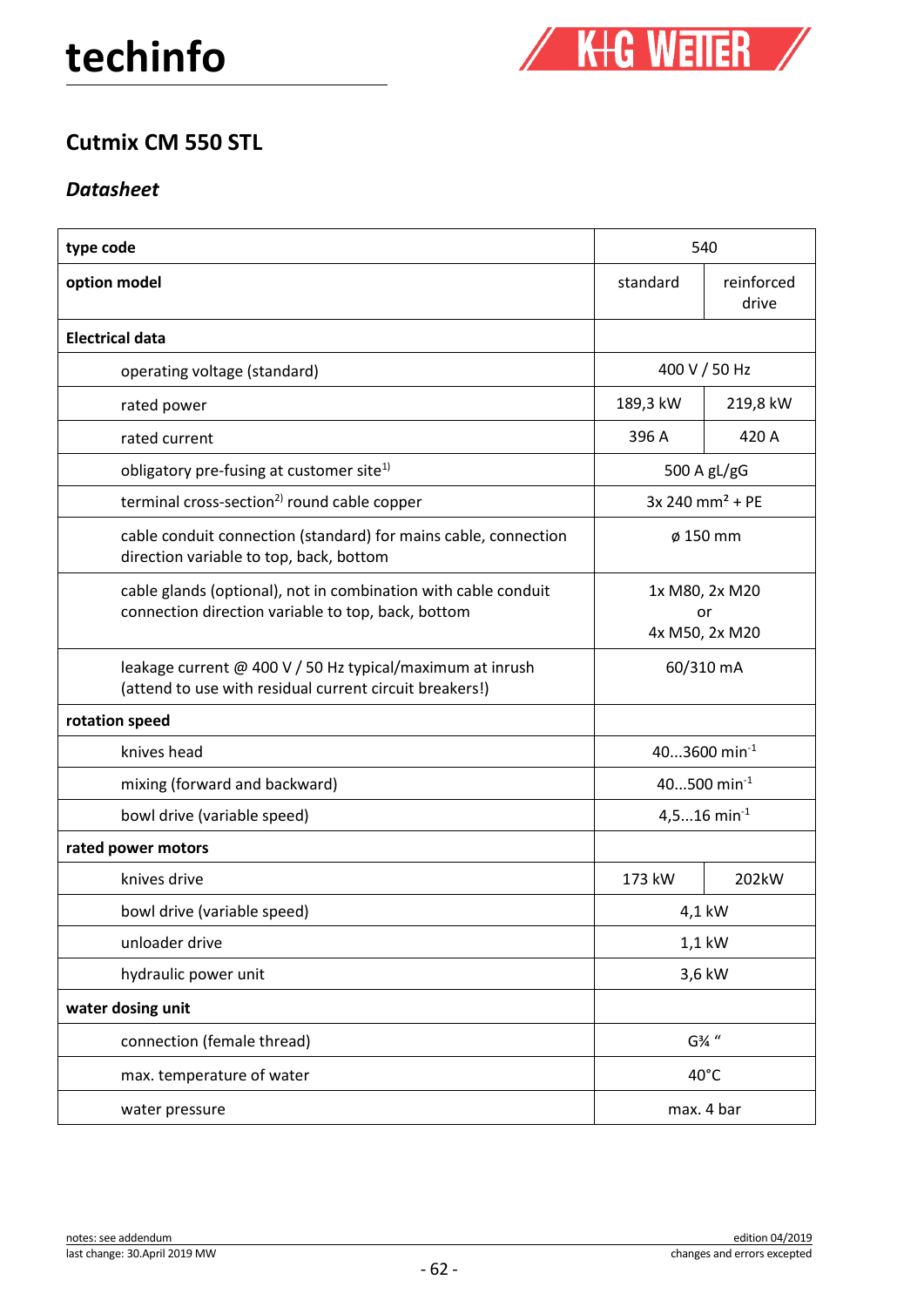# techinfo

## Cutmix CM 550 STL

### *Datasheet*

| type code | 540 | |
|---|---|---|
| **option model** | standard | reinforced drive |
| **Electrical data** | | |
| operating voltage (standard) | 400 V / 50 Hz | |
| rated power | 189,3 kW | 219,8 kW |
| rated current | 396 A | 420 A |
| obligatory pre-fusing at customer site[1)] | 500 A gL/gG | |
| terminal cross-section[2)] round cable copper | 3x 240 mm² + PE | |
| cable conduit connection (standard) for mains cable, connection direction variable to top, back, bottom | ø 150 mm | |
| cable glands (optional), not in combination with cable conduit connection direction variable to top, back, bottom | 1x M80, 2x M20 or 4x M50, 2x M20 | |
| leakage current @ 400 V / 50 Hz typical/maximum at inrush (attend to use with residual current circuit breakers!) | 60/310 mA | |
| **rotation speed** | | |
| knives head | 40...3600 $min^{-1}$ | |
| mixing (forward and backward) | 40...500 $min^{-1}$ | |
| bowl drive (variable speed) | 4,5...16 $min^{-1}$ | |
| **rated power motors** | | |
| knives drive | 173 kW | 202kW |
| bowl drive (variable speed) | 4,1 kW | |
| unloader drive | 1,1 kW | |
| hydraulic power unit | 3,6 kW | |
| **water dosing unit** | | |
| connection (female thread) | G¾ " | |
| max. temperature of water | 40°C | |
| water pressure | max. 4 bar | |

notes: see addendum
last change: 30.April 2019 MW

edition 04/2019
changes and errors excepted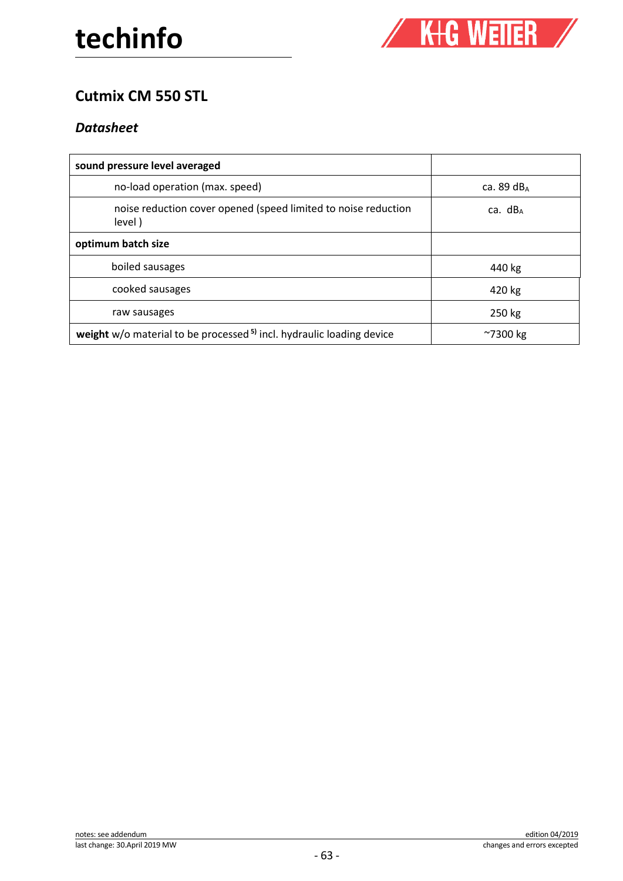# techinfo

## Cutmix CM 550 STL

### *Datasheet*

| | |
|---|---|
| **sound pressure level averaged** | |
| no-load operation (max. speed) | ca. 89 $dB_A$ |
| noise reduction cover opened (speed limited to noise reduction level ) | ca. $dB_A$ |
| **optimum batch size** | |
| boiled sausages | 440 kg |
| cooked sausages | 420 kg |
| raw sausages | 250 kg |
| **weight** w/o material to be processed [5)] incl. hydraulic loading device | ~7300 kg |

notes: see addendum

last change: 30.April 2019 MW

edition 04/2019

changes and errors excepted